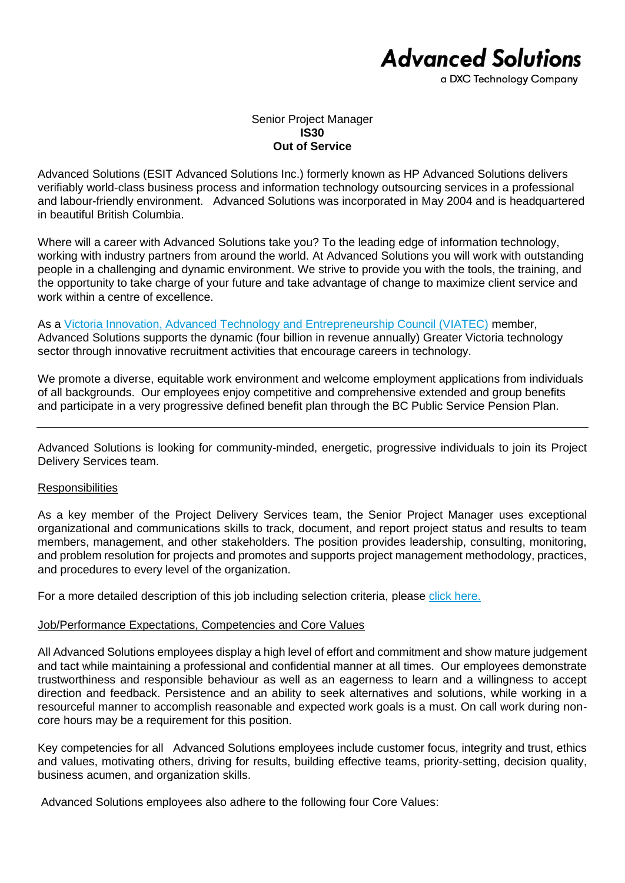**Advanced Solutions**
a DXC Technology Company

Senior Project Manager
**IS30**
**Out of Service**

Advanced Solutions (ESIT Advanced Solutions Inc.) formerly known as HP Advanced Solutions delivers verifiably world-class business process and information technology outsourcing services in a professional and labour-friendly environment. Advanced Solutions was incorporated in May 2004 and is headquartered in beautiful British Columbia.

Where will a career with Advanced Solutions take you? To the leading edge of information technology, working with industry partners from around the world. At Advanced Solutions you will work with outstanding people in a challenging and dynamic environment. We strive to provide you with the tools, the training, and the opportunity to take charge of your future and take advantage of change to maximize client service and work within a centre of excellence.

As a Victoria Innovation, Advanced Technology and Entrepreneurship Council (VIATEC) member, Advanced Solutions supports the dynamic (four billion in revenue annually) Greater Victoria technology sector through innovative recruitment activities that encourage careers in technology.

We promote a diverse, equitable work environment and welcome employment applications from individuals of all backgrounds. Our employees enjoy competitive and comprehensive extended and group benefits and participate in a very progressive defined benefit plan through the BC Public Service Pension Plan.

---

Advanced Solutions is looking for community-minded, energetic, progressive individuals to join its Project Delivery Services team.

## Responsibilities

As a key member of the Project Delivery Services team, the Senior Project Manager uses exceptional organizational and communications skills to track, document, and report project status and results to team members, management, and other stakeholders. The position provides leadership, consulting, monitoring, and problem resolution for projects and promotes and supports project management methodology, practices, and procedures to every level of the organization.

For a more detailed description of this job including selection criteria, please click here.

## Job/Performance Expectations, Competencies and Core Values

All Advanced Solutions employees display a high level of effort and commitment and show mature judgement and tact while maintaining a professional and confidential manner at all times. Our employees demonstrate trustworthiness and responsible behaviour as well as an eagerness to learn and a willingness to accept direction and feedback. Persistence and an ability to seek alternatives and solutions, while working in a resourceful manner to accomplish reasonable and expected work goals is a must. On call work during non-core hours may be a requirement for this position.

Key competencies for all Advanced Solutions employees include customer focus, integrity and trust, ethics and values, motivating others, driving for results, building effective teams, priority-setting, decision quality, business acumen, and organization skills.

Advanced Solutions employees also adhere to the following four Core Values: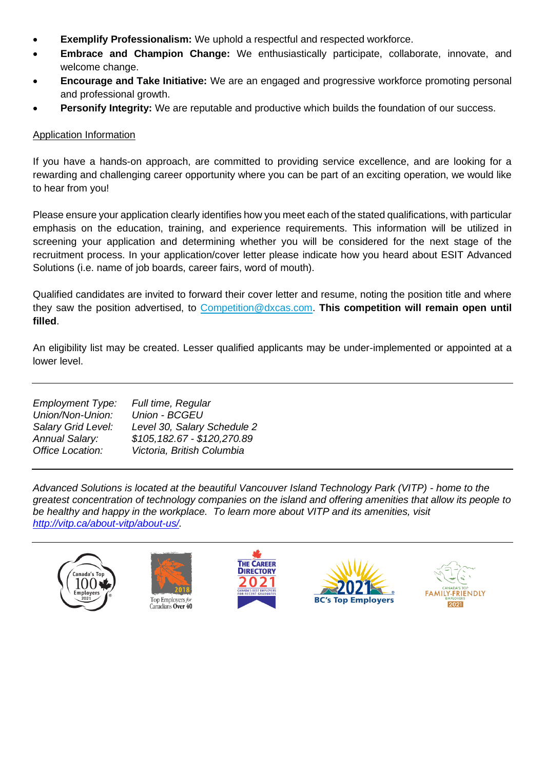- **Exemplify Professionalism:** We uphold a respectful and respected workforce.
- **Embrace and Champion Change:** We enthusiastically participate, collaborate, innovate, and welcome change.
- **Encourage and Take Initiative:** We are an engaged and progressive workforce promoting personal and professional growth.
- **Personify Integrity:** We are reputable and productive which builds the foundation of our success.

Application Information

If you have a hands-on approach, are committed to providing service excellence, and are looking for a rewarding and challenging career opportunity where you can be part of an exciting operation, we would like to hear from you!

Please ensure your application clearly identifies how you meet each of the stated qualifications, with particular emphasis on the education, training, and experience requirements. This information will be utilized in screening your application and determining whether you will be considered for the next stage of the recruitment process. In your application/cover letter please indicate how you heard about ESIT Advanced Solutions (i.e. name of job boards, career fairs, word of mouth).

Qualified candidates are invited to forward their cover letter and resume, noting the position title and where they saw the position advertised, to Competition@dxcas.com. **This competition will remain open until filled**.

An eligibility list may be created. Lesser qualified applicants may be under-implemented or appointed at a lower level.

---

| | |
|---|---|
| *Employment Type:* | *Full time, Regular* |
| *Union/Non-Union:* | *Union - BCGEU* |
| *Salary Grid Level:* | *Level 30, Salary Schedule 2* |
| *Annual Salary:* | *$105,182.67 - $120,270.89* |
| *Office Location:* | *Victoria, British Columbia* |

---

*Advanced Solutions is located at the beautiful Vancouver Island Technology Park (VITP) - home to the greatest concentration of technology companies on the island and offering amenities that allow its people to be healthy and happy in the workplace. To learn more about VITP and its amenities, visit http://vitp.ca/about-vitp/about-us/.*

---

Canada's Top 100 Employers 2021

2018 Top Employers for Canadians Over 40

The Career Directory 2021 Canada's Best Employers for Recent Graduates

2021 BC's Top Employers

Canada's Top Family-Friendly Employers 2021